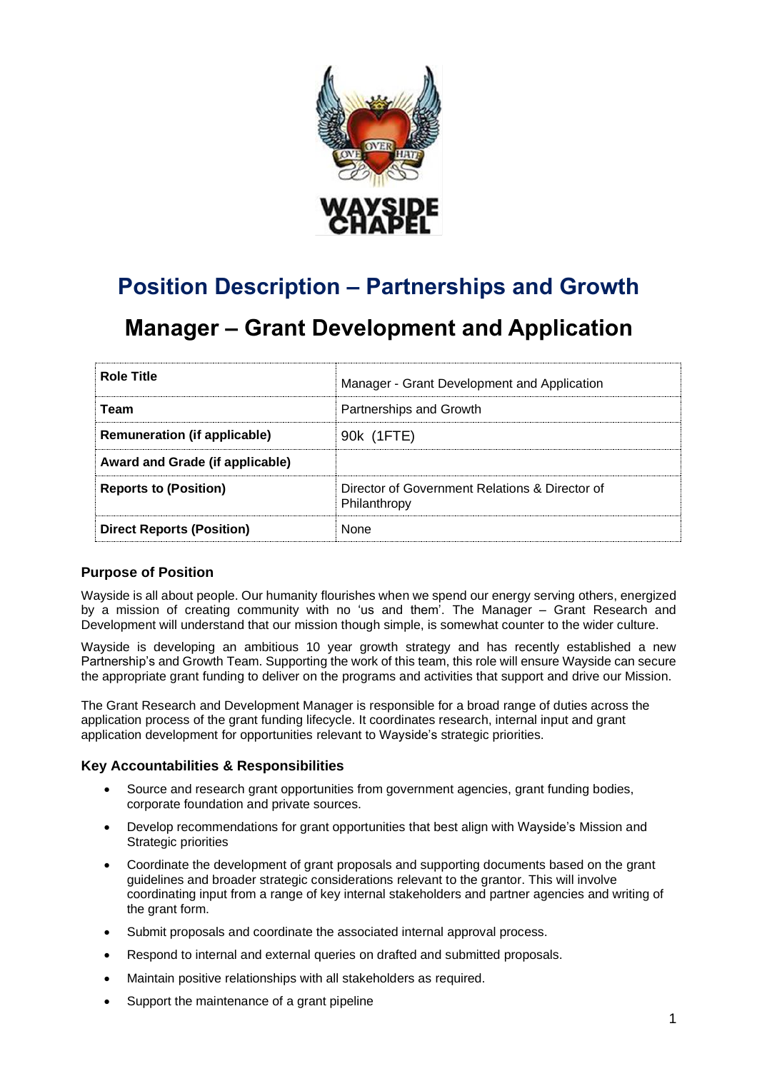# Position Description – Partnerships and Growth

## Manager – Grant Development and Application

| Role Title | Manager - Grant Development and Application |
|---|---|
| Team | Partnerships and Growth |
| Remuneration (if applicable) | 90k (1FTE) |
| Award and Grade (if applicable) | |
| Reports to (Position) | Director of Government Relations & Director of Philanthropy |
| Direct Reports (Position) | None |

### Purpose of Position

Wayside is all about people. Our humanity flourishes when we spend our energy serving others, energized by a mission of creating community with no 'us and them'. The Manager – Grant Research and Development will understand that our mission though simple, is somewhat counter to the wider culture.

Wayside is developing an ambitious 10 year growth strategy and has recently established a new Partnership's and Growth Team. Supporting the work of this team, this role will ensure Wayside can secure the appropriate grant funding to deliver on the programs and activities that support and drive our Mission.

The Grant Research and Development Manager is responsible for a broad range of duties across the application process of the grant funding lifecycle. It coordinates research, internal input and grant application development for opportunities relevant to Wayside's strategic priorities.

### Key Accountabilities & Responsibilities

- Source and research grant opportunities from government agencies, grant funding bodies, corporate foundation and private sources.
- Develop recommendations for grant opportunities that best align with Wayside's Mission and Strategic priorities
- Coordinate the development of grant proposals and supporting documents based on the grant guidelines and broader strategic considerations relevant to the grantor. This will involve coordinating input from a range of key internal stakeholders and partner agencies and writing of the grant form.
- Submit proposals and coordinate the associated internal approval process.
- Respond to internal and external queries on drafted and submitted proposals.
- Maintain positive relationships with all stakeholders as required.
- Support the maintenance of a grant pipeline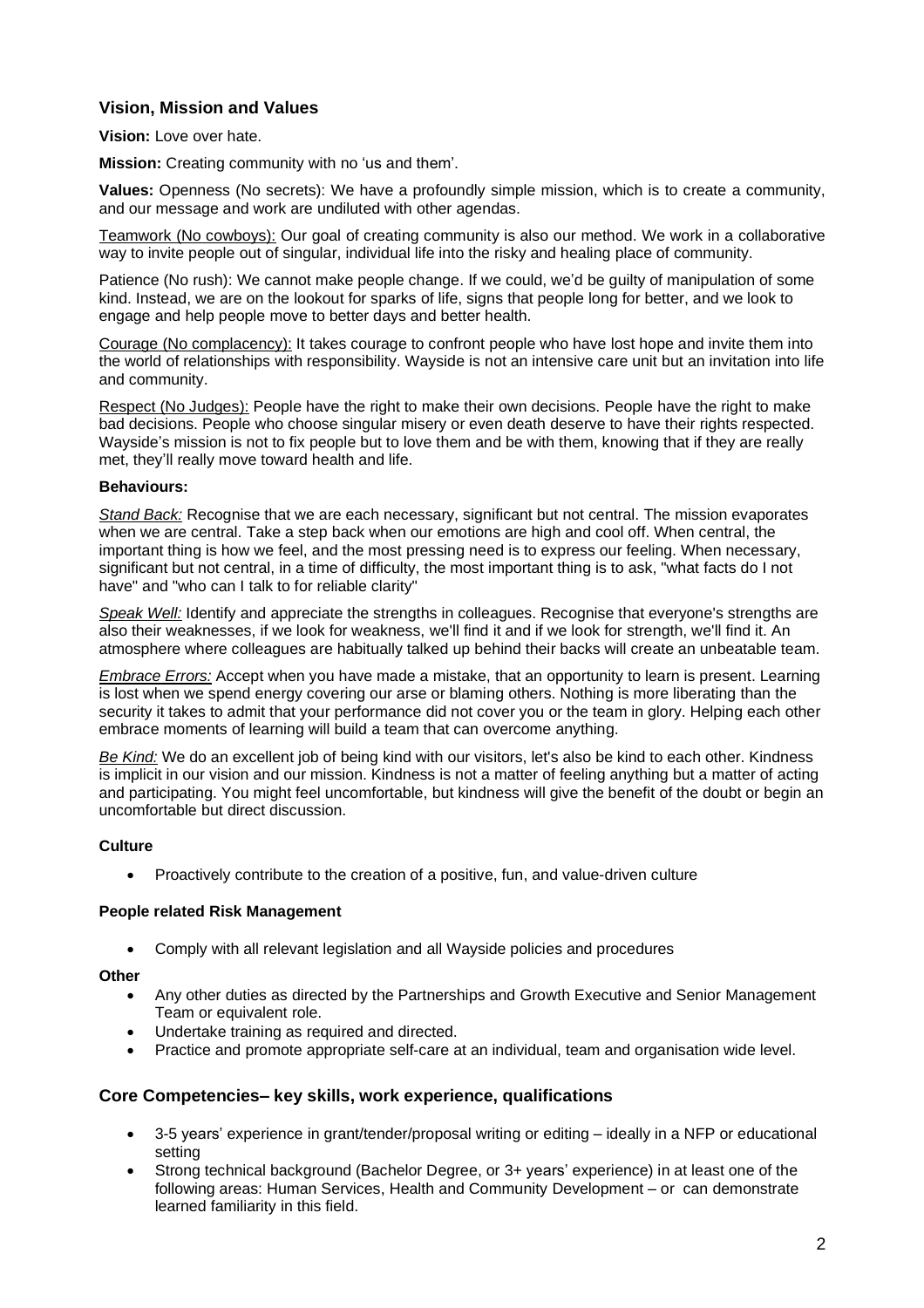## Vision, Mission and Values

**Vision:** Love over hate.

**Mission:** Creating community with no 'us and them'.

**Values:** Openness (No secrets): We have a profoundly simple mission, which is to create a community, and our message and work are undiluted with other agendas.

Teamwork (No cowboys): Our goal of creating community is also our method. We work in a collaborative way to invite people out of singular, individual life into the risky and healing place of community.

Patience (No rush): We cannot make people change. If we could, we'd be guilty of manipulation of some kind. Instead, we are on the lookout for sparks of life, signs that people long for better, and we look to engage and help people move to better days and better health.

Courage (No complacency): It takes courage to confront people who have lost hope and invite them into the world of relationships with responsibility. Wayside is not an intensive care unit but an invitation into life and community.

Respect (No Judges): People have the right to make their own decisions. People have the right to make bad decisions. People who choose singular misery or even death deserve to have their rights respected. Wayside's mission is not to fix people but to love them and be with them, knowing that if they are really met, they'll really move toward health and life.

**Behaviours:**

*Stand Back:* Recognise that we are each necessary, significant but not central. The mission evaporates when we are central. Take a step back when our emotions are high and cool off. When central, the important thing is how we feel, and the most pressing need is to express our feeling. When necessary, significant but not central, in a time of difficulty, the most important thing is to ask, "what facts do I not have" and "who can I talk to for reliable clarity"

*Speak Well:* Identify and appreciate the strengths in colleagues. Recognise that everyone's strengths are also their weaknesses, if we look for weakness, we'll find it and if we look for strength, we'll find it. An atmosphere where colleagues are habitually talked up behind their backs will create an unbeatable team.

*Embrace Errors:* Accept when you have made a mistake, that an opportunity to learn is present. Learning is lost when we spend energy covering our arse or blaming others. Nothing is more liberating than the security it takes to admit that your performance did not cover you or the team in glory. Helping each other embrace moments of learning will build a team that can overcome anything.

*Be Kind:* We do an excellent job of being kind with our visitors, let's also be kind to each other. Kindness is implicit in our vision and our mission. Kindness is not a matter of feeling anything but a matter of acting and participating. You might feel uncomfortable, but kindness will give the benefit of the doubt or begin an uncomfortable but direct discussion.

**Culture**

- Proactively contribute to the creation of a positive, fun, and value-driven culture

**People related Risk Management**

- Comply with all relevant legislation and all Wayside policies and procedures

**Other**

- Any other duties as directed by the Partnerships and Growth Executive and Senior Management Team or equivalent role.
- Undertake training as required and directed.
- Practice and promote appropriate self-care at an individual, team and organisation wide level.

## Core Competencies– key skills, work experience, qualifications

- 3-5 years' experience in grant/tender/proposal writing or editing – ideally in a NFP or educational setting
- Strong technical background (Bachelor Degree, or 3+ years' experience) in at least one of the following areas: Human Services, Health and Community Development – or can demonstrate learned familiarity in this field.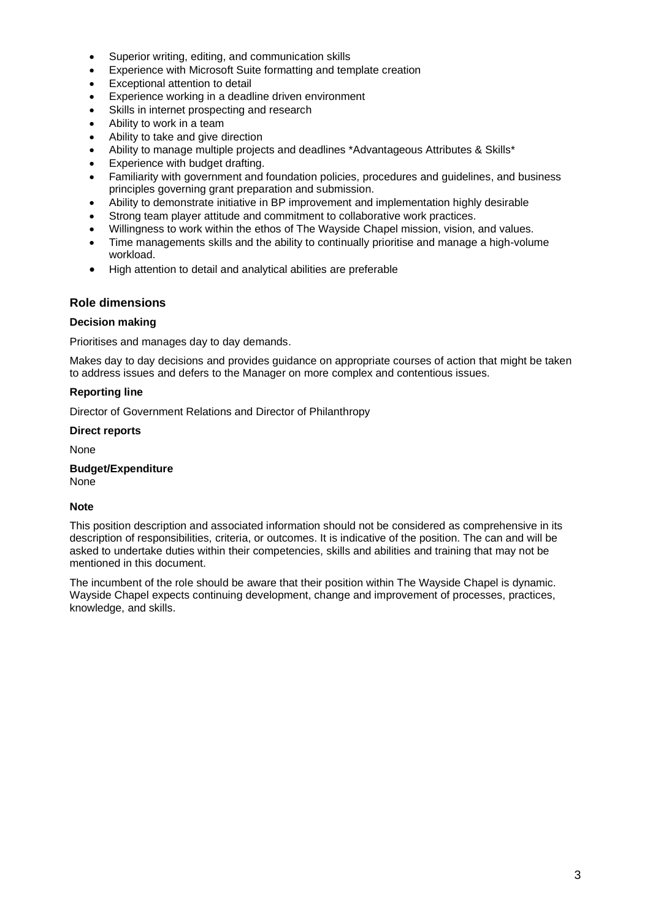- Superior writing, editing, and communication skills
- Experience with Microsoft Suite formatting and template creation
- Exceptional attention to detail
- Experience working in a deadline driven environment
- Skills in internet prospecting and research
- Ability to work in a team
- Ability to take and give direction
- Ability to manage multiple projects and deadlines *Advantageous Attributes & Skills*
- Experience with budget drafting.
- Familiarity with government and foundation policies, procedures and guidelines, and business principles governing grant preparation and submission.
- Ability to demonstrate initiative in BP improvement and implementation highly desirable
- Strong team player attitude and commitment to collaborative work practices.
- Willingness to work within the ethos of The Wayside Chapel mission, vision, and values.
- Time managements skills and the ability to continually prioritise and manage a high-volume workload.
- High attention to detail and analytical abilities are preferable

## Role dimensions

#### Decision making

Prioritises and manages day to day demands.

Makes day to day decisions and provides guidance on appropriate courses of action that might be taken to address issues and defers to the Manager on more complex and contentious issues.

#### Reporting line

Director of Government Relations and Director of Philanthropy

#### Direct reports

None

#### Budget/Expenditure

None

#### Note

This position description and associated information should not be considered as comprehensive in its description of responsibilities, criteria, or outcomes. It is indicative of the position. The can and will be asked to undertake duties within their competencies, skills and abilities and training that may not be mentioned in this document.

The incumbent of the role should be aware that their position within The Wayside Chapel is dynamic. Wayside Chapel expects continuing development, change and improvement of processes, practices, knowledge, and skills.